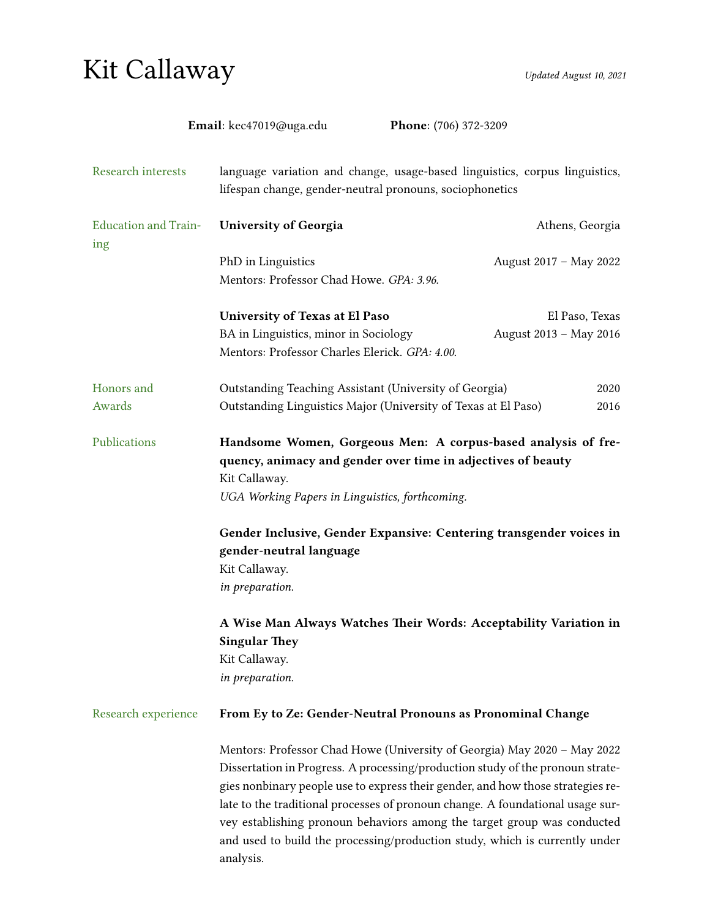# Kit Callaway

*Updated August 10, 2021*

**Email**: kec47019@uga.edu **Phone**: (706) 372-3209

## Research interests

language variation and change, usage-based linguistics, corpus linguistics, lifespan change, gender-neutral pronouns, sociophonetics

## Education and Training

**University of Georgia** — Athens, Georgia

PhD in Linguistics — August 2017 – May 2022
Mentors: Professor Chad Howe. *GPA: 3.96.*

**University of Texas at El Paso** — El Paso, Texas

BA in Linguistics, minor in Sociology — August 2013 – May 2016
Mentors: Professor Charles Elerick. *GPA: 4.00.*

## Honors and Awards

Outstanding Teaching Assistant (University of Georgia) — 2020
Outstanding Linguistics Major (University of Texas at El Paso) — 2016

## Publications

**Handsome Women, Gorgeous Men: A corpus-based analysis of frequency, animacy and gender over time in adjectives of beauty**
Kit Callaway.
*UGA Working Papers in Linguistics, forthcoming.*

**Gender Inclusive, Gender Expansive: Centering transgender voices in gender-neutral language**
Kit Callaway.
*in preparation.*

**A Wise Man Always Watches Their Words: Acceptability Variation in Singular They**
Kit Callaway.
*in preparation.*

## Research experience

**From Ey to Ze: Gender-Neutral Pronouns as Pronominal Change**

Mentors: Professor Chad Howe (University of Georgia) May 2020 – May 2022
Dissertation in Progress. A processing/production study of the pronoun strategies nonbinary people use to express their gender, and how those strategies relate to the traditional processes of pronoun change. A foundational usage survey establishing pronoun behaviors among the target group was conducted and used to build the processing/production study, which is currently under analysis.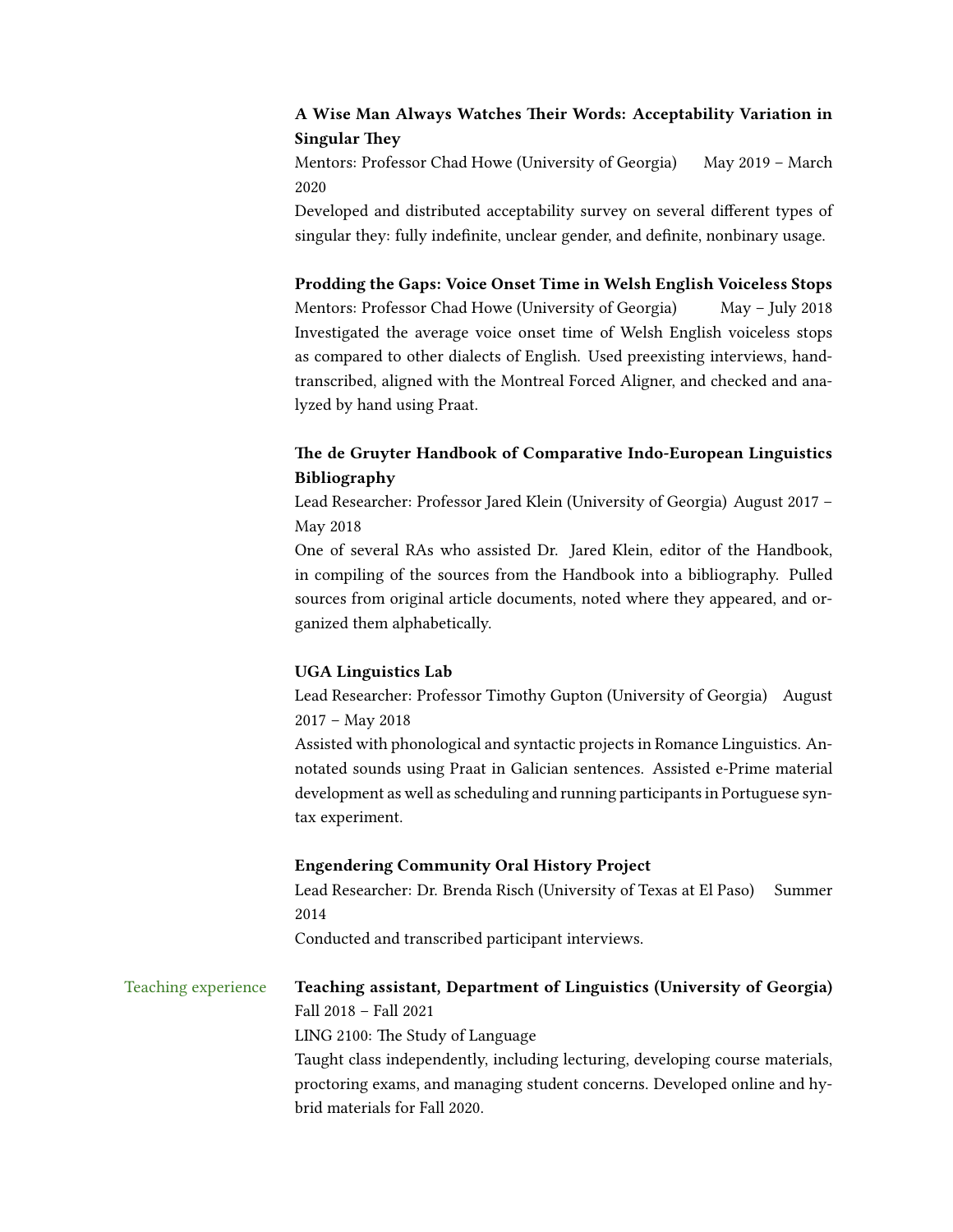**A Wise Man Always Watches Their Words: Acceptability Variation in Singular They**
Mentors: Professor Chad Howe (University of Georgia) May 2019 – March 2020
Developed and distributed acceptability survey on several different types of singular they: fully indefinite, unclear gender, and definite, nonbinary usage.

**Prodding the Gaps: Voice Onset Time in Welsh English Voiceless Stops**
Mentors: Professor Chad Howe (University of Georgia) May – July 2018
Investigated the average voice onset time of Welsh English voiceless stops as compared to other dialects of English. Used preexisting interviews, hand-transcribed, aligned with the Montreal Forced Aligner, and checked and analyzed by hand using Praat.

**The de Gruyter Handbook of Comparative Indo-European Linguistics Bibliography**
Lead Researcher: Professor Jared Klein (University of Georgia) August 2017 – May 2018
One of several RAs who assisted Dr. Jared Klein, editor of the Handbook, in compiling of the sources from the Handbook into a bibliography. Pulled sources from original article documents, noted where they appeared, and organized them alphabetically.

**UGA Linguistics Lab**
Lead Researcher: Professor Timothy Gupton (University of Georgia) August 2017 – May 2018
Assisted with phonological and syntactic projects in Romance Linguistics. Annotated sounds using Praat in Galician sentences. Assisted e-Prime material development as well as scheduling and running participants in Portuguese syntax experiment.

**Engendering Community Oral History Project**
Lead Researcher: Dr. Brenda Risch (University of Texas at El Paso) Summer 2014
Conducted and transcribed participant interviews.

## Teaching experience

**Teaching assistant, Department of Linguistics (University of Georgia)**
Fall 2018 – Fall 2021
LING 2100: The Study of Language
Taught class independently, including lecturing, developing course materials, proctoring exams, and managing student concerns. Developed online and hybrid materials for Fall 2020.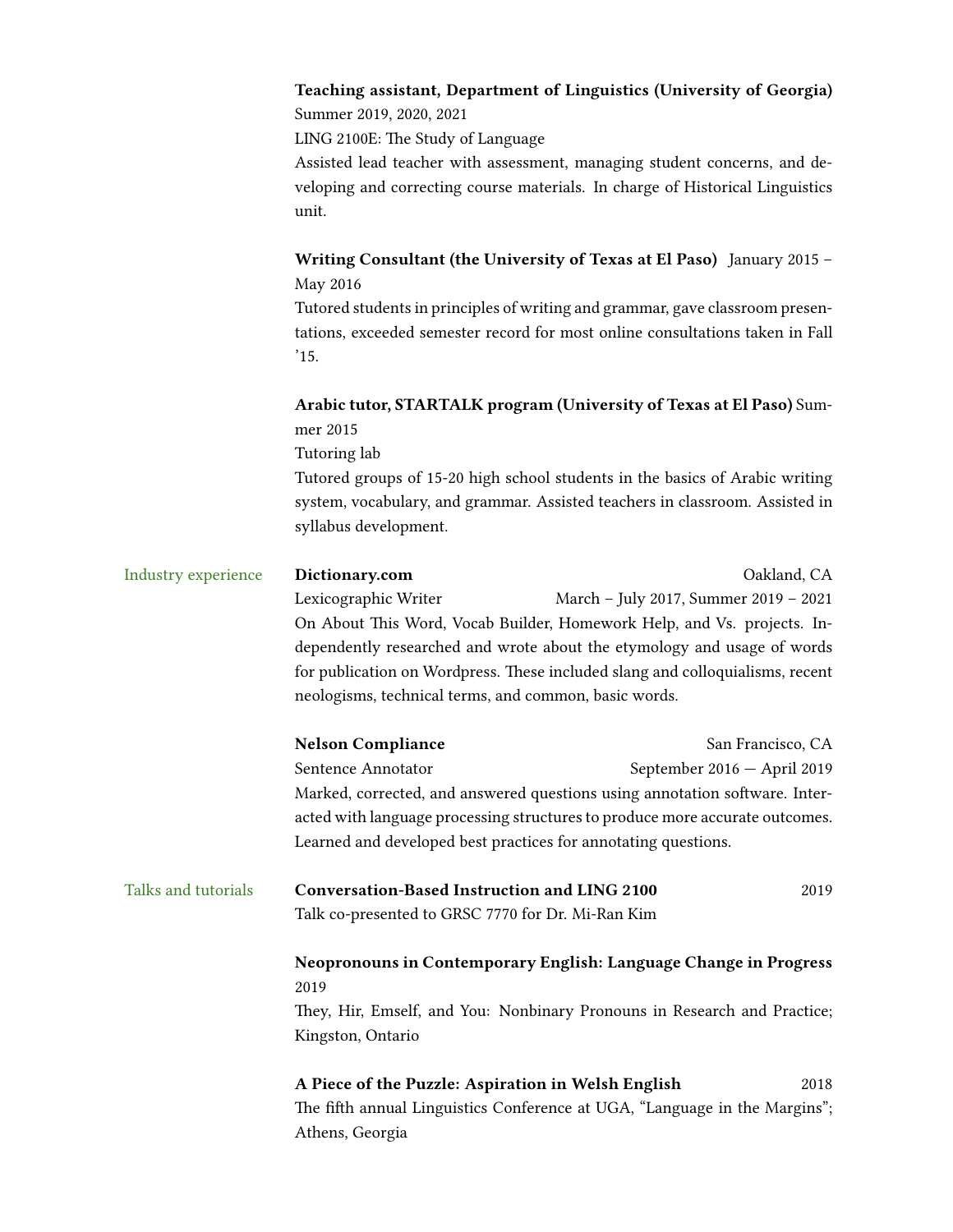**Teaching assistant, Department of Linguistics (University of Georgia)**
Summer 2019, 2020, 2021
LING 2100E: The Study of Language
Assisted lead teacher with assessment, managing student concerns, and developing and correcting course materials. In charge of Historical Linguistics unit.

**Writing Consultant (the University of Texas at El Paso)** January 2015 – May 2016
Tutored students in principles of writing and grammar, gave classroom presentations, exceeded semester record for most online consultations taken in Fall '15.

**Arabic tutor, STARTALK program (University of Texas at El Paso)** Summer 2015
Tutoring lab
Tutored groups of 15-20 high school students in the basics of Arabic writing system, vocabulary, and grammar. Assisted teachers in classroom. Assisted in syllabus development.

## Industry experience

**Dictionary.com** — Oakland, CA
Lexicographic Writer — March – July 2017, Summer 2019 – 2021
On About This Word, Vocab Builder, Homework Help, and Vs. projects. Independently researched and wrote about the etymology and usage of words for publication on Wordpress. These included slang and colloquialisms, recent neologisms, technical terms, and common, basic words.

**Nelson Compliance** — San Francisco, CA
Sentence Annotator — September 2016 — April 2019
Marked, corrected, and answered questions using annotation software. Interacted with language processing structures to produce more accurate outcomes. Learned and developed best practices for annotating questions.

## Talks and tutorials

**Conversation-Based Instruction and LING 2100** — 2019
Talk co-presented to GRSC 7770 for Dr. Mi-Ran Kim

**Neopronouns in Contemporary English: Language Change in Progress**
2019
They, Hir, Emself, and You: Nonbinary Pronouns in Research and Practice; Kingston, Ontario

**A Piece of the Puzzle: Aspiration in Welsh English** — 2018
The fifth annual Linguistics Conference at UGA, "Language in the Margins"; Athens, Georgia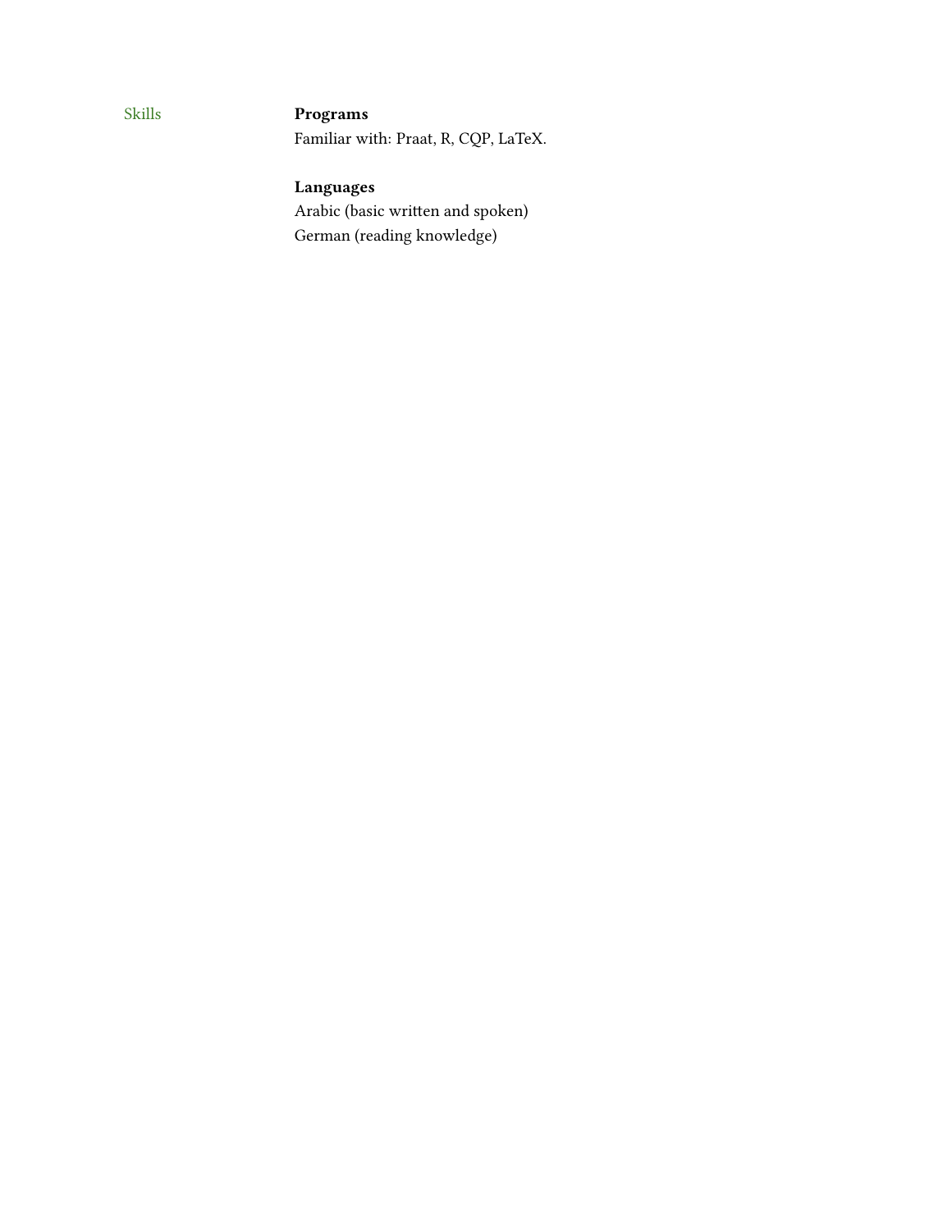## Skills

**Programs**
Familiar with: Praat, R, CQP, LaTeX.

**Languages**
Arabic (basic written and spoken)
German (reading knowledge)